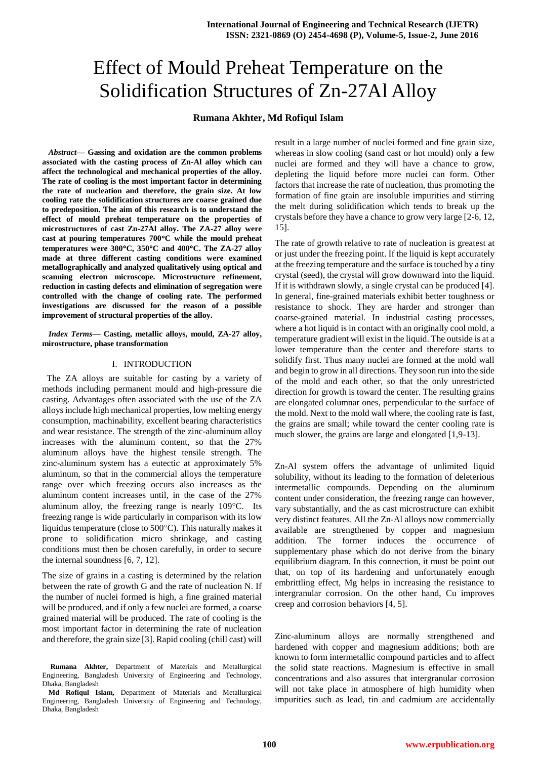# Effect of Mould Preheat Temperature on the Solidification Structures of Zn-27Al Alloy

**Rumana Akhter, Md Rofiqul Islam**

***Abstract*— Gassing and oxidation are the common problems associated with the casting process of Zn-Al alloy which can affect the technological and mechanical properties of the alloy. The rate of cooling is the most important factor in determining the rate of nucleation and therefore, the grain size. At low cooling rate the solidification structures are coarse grained due to predeposition. The aim of this research is to understand the effect of mould preheat temperature on the properties of microstructures of cast Zn-27Al alloy. The ZA-27 alloy were cast at pouring temperatures 700°C while the mould preheat temperatures were 300°C, 350°C and 400°C. The ZA-27 alloy made at three different casting conditions were examined metallographically and analyzed qualitatively using optical and scanning electron microscope. Microstructure refinement, reduction in casting defects and elimination of segregation were controlled with the change of cooling rate. The performed investigations are discussed for the reason of a possible improvement of structural properties of the alloy.**

***Index Terms*— Casting, metallic alloys, mould, ZA-27 alloy, mirostructure, phase transformation**

## I. INTRODUCTION

The ZA alloys are suitable for casting by a variety of methods including permanent mould and high-pressure die casting. Advantages often associated with the use of the ZA alloys include high mechanical properties, low melting energy consumption, machinability, excellent bearing characteristics and wear resistance. The strength of the zinc-aluminum alloy increases with the aluminum content, so that the 27% aluminum alloys have the highest tensile strength. The zinc-aluminum system has a eutectic at approximately 5% aluminum, so that in the commercial alloys the temperature range over which freezing occurs also increases as the aluminum content increases until, in the case of the 27% aluminum alloy, the freezing range is nearly 109°C. Its freezing range is wide particularly in comparison with its low liquidus temperature (close to 500°C). This naturally makes it prone to solidification micro shrinkage, and casting conditions must then be chosen carefully, in order to secure the internal soundness [6, 7, 12].

The size of grains in a casting is determined by the relation between the rate of growth G and the rate of nucleation N. If the number of nuclei formed is high, a fine grained material will be produced, and if only a few nuclei are formed, a coarse grained material will be produced. The rate of cooling is the most important factor in determining the rate of nucleation and therefore, the grain size [3]. Rapid cooling (chill cast) will result in a large number of nuclei formed and fine grain size, whereas in slow cooling (sand cast or hot mould) only a few nuclei are formed and they will have a chance to grow, depleting the liquid before more nuclei can form. Other factors that increase the rate of nucleation, thus promoting the formation of fine grain are insoluble impurities and stirring the melt during solidification which tends to break up the crystals before they have a chance to grow very large [2-6, 12, 15].

The rate of growth relative to rate of nucleation is greatest at or just under the freezing point. If the liquid is kept accurately at the freezing temperature and the surface is touched by a tiny crystal (seed), the crystal will grow downward into the liquid. If it is withdrawn slowly, a single crystal can be produced [4]. In general, fine-grained materials exhibit better toughness or resistance to shock. They are harder and stronger than coarse-grained material. In industrial casting processes, where a hot liquid is in contact with an originally cool mold, a temperature gradient will exist in the liquid. The outside is at a lower temperature than the center and therefore starts to solidify first. Thus many nuclei are formed at the mold wall and begin to grow in all directions. They soon run into the side of the mold and each other, so that the only unrestricted direction for growth is toward the center. The resulting grains are elongated columnar ones, perpendicular to the surface of the mold. Next to the mold wall where, the cooling rate is fast, the grains are small; while toward the center cooling rate is much slower, the grains are large and elongated [1,9-13].

Zn-Al system offers the advantage of unlimited liquid solubility, without its leading to the formation of deleterious intermetallic compounds. Depending on the aluminum content under consideration, the freezing range can however, vary substantially, and the as cast microstructure can exhibit very distinct features. All the Zn-Al alloys now commercially available are strengthened by copper and magnesium addition. The former induces the occurrence of supplementary phase which do not derive from the binary equilibrium diagram. In this connection, it must be point out that, on top of its hardening and unfortunately enough embrittling effect, Mg helps in increasing the resistance to intergranular corrosion. On the other hand, Cu improves creep and corrosion behaviors [4, 5].

Zinc-aluminum alloys are normally strengthened and hardened with copper and magnesium additions; both are known to form intermetallic compound particles and to affect the solid state reactions. Magnesium is effective in small concentrations and also assures that intergranular corrosion will not take place in atmosphere of high humidity when impurities such as lead, tin and cadmium are accidentally

**Rumana Akhter,** Department of Materials and Metallurgical Engineering, Bangladesh University of Engineering and Technology, Dhaka, Bangladesh

**Md Rofiqul Islam,** Department of Materials and Metallurgical Engineering, Bangladesh University of Engineering and Technology, Dhaka, Bangladesh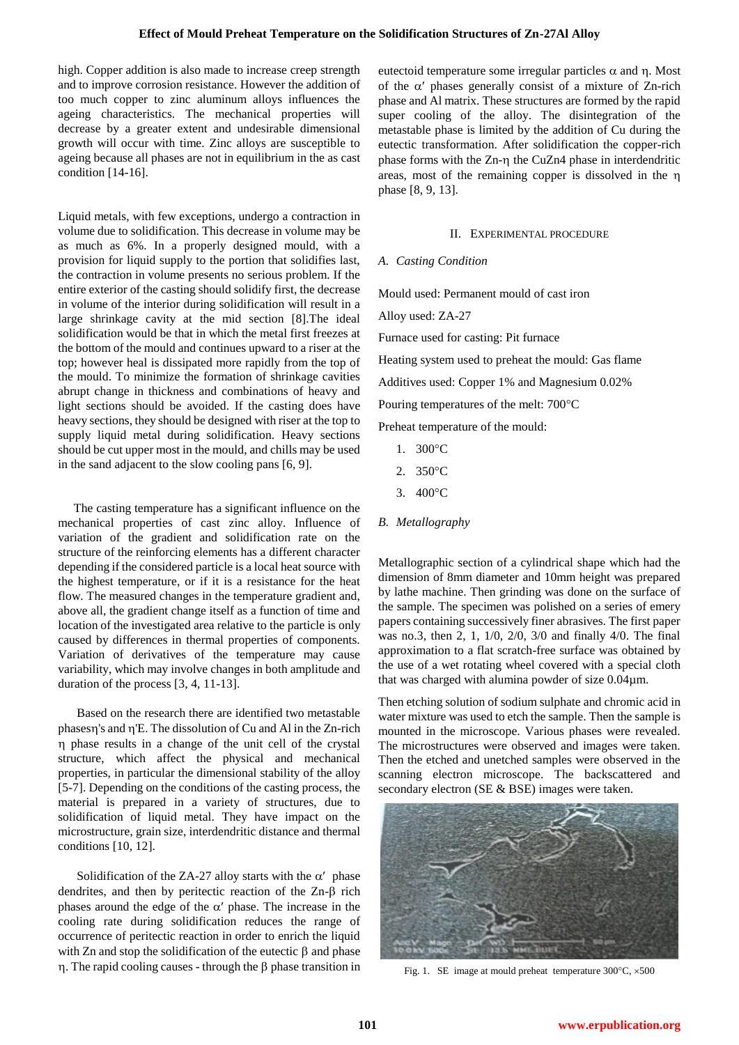high. Copper addition is also made to increase creep strength and to improve corrosion resistance. However the addition of too much copper to zinc aluminum alloys influences the ageing characteristics. The mechanical properties will decrease by a greater extent and undesirable dimensional growth will occur with time. Zinc alloys are susceptible to ageing because all phases are not in equilibrium in the as cast condition [14-16].

Liquid metals, with few exceptions, undergo a contraction in volume due to solidification. This decrease in volume may be as much as 6%. In a properly designed mould, with a provision for liquid supply to the portion that solidifies last, the contraction in volume presents no serious problem. If the entire exterior of the casting should solidify first, the decrease in volume of the interior during solidification will result in a large shrinkage cavity at the mid section [8].The ideal solidification would be that in which the metal first freezes at the bottom of the mould and continues upward to a riser at the top; however heal is dissipated more rapidly from the top of the mould. To minimize the formation of shrinkage cavities abrupt change in thickness and combinations of heavy and light sections should be avoided. If the casting does have heavy sections, they should be designed with riser at the top to supply liquid metal during solidification. Heavy sections should be cut upper most in the mould, and chills may be used in the sand adjacent to the slow cooling pans [6, 9].

The casting temperature has a significant influence on the mechanical properties of cast zinc alloy. Influence of variation of the gradient and solidification rate on the structure of the reinforcing elements has a different character depending if the considered particle is a local heat source with the highest temperature, or if it is a resistance for the heat flow. The measured changes in the temperature gradient and, above all, the gradient change itself as a function of time and location of the investigated area relative to the particle is only caused by differences in thermal properties of components. Variation of derivatives of the temperature may cause variability, which may involve changes in both amplitude and duration of the process [3, 4, 11-13].

Based on the research there are identified two metastable phasesη's and η'E. The dissolution of Cu and Al in the Zn-rich η phase results in a change of the unit cell of the crystal structure, which affect the physical and mechanical properties, in particular the dimensional stability of the alloy [5-7]. Depending on the conditions of the casting process, the material is prepared in a variety of structures, due to solidification of liquid metal. They have impact on the microstructure, grain size, interdendritic distance and thermal conditions [10, 12].

Solidification of the ZA-27 alloy starts with the α′ phase dendrites, and then by peritectic reaction of the Zn-β rich phases around the edge of the α′ phase. The increase in the cooling rate during solidification reduces the range of occurrence of peritectic reaction in order to enrich the liquid with Zn and stop the solidification of the eutectic β and phase η. The rapid cooling causes - through the β phase transition in eutectoid temperature some irregular particles α and η. Most of the α′ phases generally consist of a mixture of Zn-rich phase and Al matrix. These structures are formed by the rapid super cooling of the alloy. The disintegration of the metastable phase is limited by the addition of Cu during the eutectic transformation. After solidification the copper-rich phase forms with the Zn-η the $CuZn_4$ phase in interdendritic areas, most of the remaining copper is dissolved in the η phase [8, 9, 13].

## II. Experimental Procedure

### A. Casting Condition

Mould used: Permanent mould of cast iron

Alloy used: ZA-27

Furnace used for casting: Pit furnace

Heating system used to preheat the mould: Gas flame

Additives used: Copper 1% and Magnesium 0.02%

Pouring temperatures of the melt: 700°C

Preheat temperature of the mould:

1. 300°C
2. 350°C
3. 400°C

### B. Metallography

Metallographic section of a cylindrical shape which had the dimension of 8mm diameter and 10mm height was prepared by lathe machine. Then grinding was done on the surface of the sample. The specimen was polished on a series of emery papers containing successively finer abrasives. The first paper was no.3, then 2, 1, 1/0, 2/0, 3/0 and finally 4/0. The final approximation to a flat scratch-free surface was obtained by the use of a wet rotating wheel covered with a special cloth that was charged with alumina powder of size 0.04μm.

Then etching solution of sodium sulphate and chromic acid in water mixture was used to etch the sample. Then the sample is mounted in the microscope. Various phases were revealed. The microstructures were observed and images were taken. Then the etched and unetched samples were observed in the scanning electron microscope. The backscattered and secondary electron (SE & BSE) images were taken.

Fig. 1. SE image at mould preheat temperature 300°C, ×500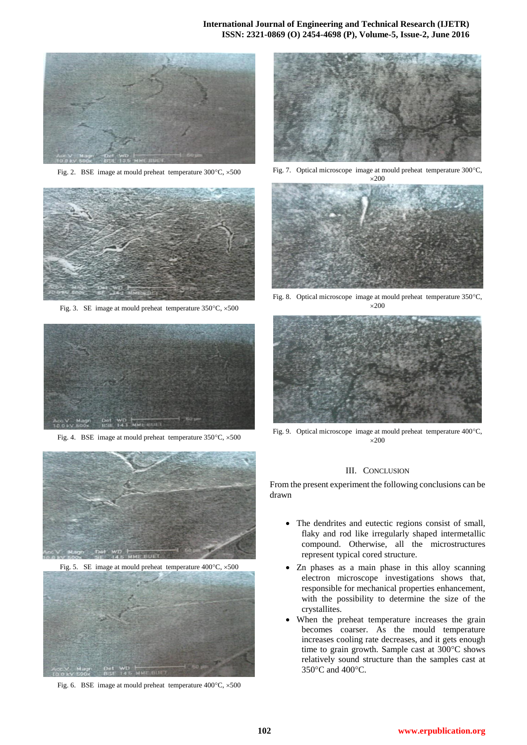Fig. 2. BSE image at mould preheat temperature 300°C, ×500

Fig. 3. SE image at mould preheat temperature 350°C, ×500

Fig. 4. BSE image at mould preheat temperature 350°C, ×500

Fig. 5. SE image at mould preheat temperature 400°C, ×500

Fig. 6. BSE image at mould preheat temperature 400°C, ×500

Fig. 7. Optical microscope image at mould preheat temperature 300°C, ×200

Fig. 8. Optical microscope image at mould preheat temperature 350°C, ×200

Fig. 9. Optical microscope image at mould preheat temperature 400°C, ×200

## III. CONCLUSION

From the present experiment the following conclusions can be drawn

- The dendrites and eutectic regions consist of small, flaky and rod like irregularly shaped intermetallic compound. Otherwise, all the microstructures represent typical cored structure.
- Zn phases as a main phase in this alloy scanning electron microscope investigations shows that, responsible for mechanical properties enhancement, with the possibility to determine the size of the crystallites.
- When the preheat temperature increases the grain becomes coarser. As the mould temperature increases cooling rate decreases, and it gets enough time to grain growth. Sample cast at 300°C shows relatively sound structure than the samples cast at 350°C and 400°C.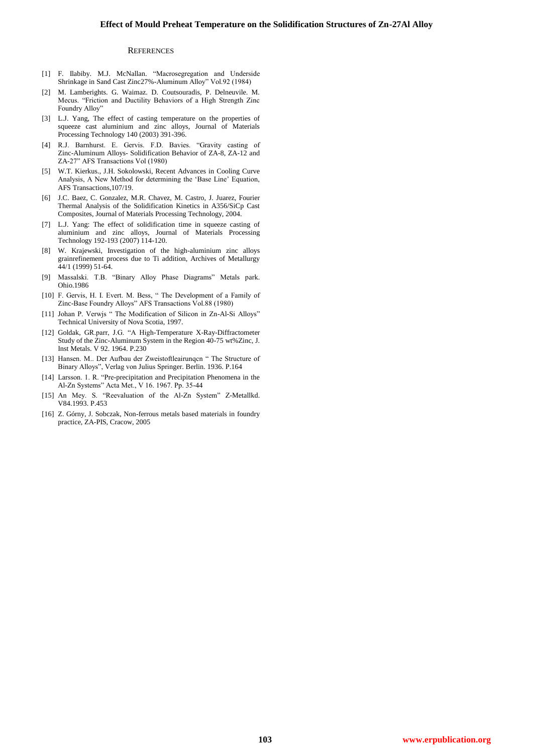## REFERENCES

[1] F. Ilabiby. M.J. McNallan. "Macrosegregation and Underside Shrinkage in Sand Cast Zinc27%-Aluminum Alloy" Vol.92 (1984)

[2] M. Lamberights. G. Waimaz. D. Coutsouradis, P. Delneuvile. M. Mecus. "Friction and Ductility Behaviors of a High Strength Zinc Foundry Alloy"

[3] L.J. Yang, The effect of casting temperature on the properties of squeeze cast aluminium and zinc alloys, Journal of Materials Processing Technology 140 (2003) 391-396.

[4] R.J. Barnhurst. E. Gervis. F.D. Bavies. "Gravity casting of Zinc-Aluminum Alloys- Solidification Behavior of ZA-8, ZA-12 and ZA-27" AFS Transactions Vol (1980)

[5] W.T. Kierkus., J.H. Sokolowski, Recent Advances in Cooling Curve Analysis, A New Method for determining the 'Base Line' Equation, AFS Transactions,107/19.

[6] J.C. Baez, C. Gonzalez, M.R. Chavez, M. Castro, J. Juarez, Fourier Thermal Analysis of the Solidification Kinetics in A356/SiCp Cast Composites, Journal of Materials Processing Technology, 2004.

[7] L.J. Yang: The effect of solidification time in squeeze casting of aluminium and zinc alloys, Journal of Materials Processing Technology 192-193 (2007) 114-120.

[8] W. Krajewski, Investigation of the high-aluminium zinc alloys grainrefinement process due to Ti addition, Archives of Metallurgy 44/1 (1999) 51-64.

[9] Massalski. T.B. "Binary Alloy Phase Diagrams" Metals park. Ohio.1986

[10] F. Gervis, H. I. Evert. M. Bess, " The Development of a Family of Zinc-Base Foundry Alloys" AFS Transactions Vol.88 (1980)

[11] Johan P. Verwjs " The Modification of Silicon in Zn-Al-Si Alloys" Technical University of Nova Scotia, 1997.

[12] Goldak, GR.parr, J.G. "A High-Temperature X-Ray-Diffractometer Study of the Zinc-Aluminum System in the Region 40-75 wt%Zinc, J. Inst Metals. V 92. 1964. P.230

[13] Hansen. M.. Der Aufbau der Zweistoftleairunqcn " The Structure of Binary Alloys", Verlag von Julius Springer. Berlin. 1936. P.164

[14] Larsson. 1. R. "Pre-precipitation and Precipitation Phenomena in the Al-Zn Systems" Acta Met., V 16. 1967. Pp. 35-44

[15] An Mey. S. "Reevaluation of the Al-Zn System" Z-Metallkd. V84.1993. P.453

[16] Z. Górny, J. Sobczak, Non-ferrous metals based materials in foundry practice, ZA-PIS, Cracow, 2005